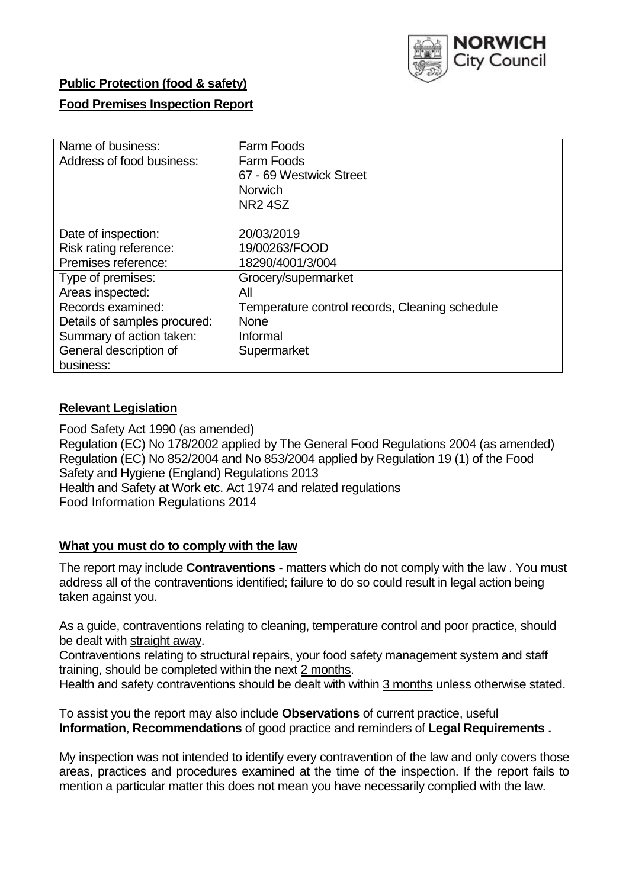**Public Protection (food & safety)**

**Food Premises Inspection Report**

| | |
|---|---|
| Name of business: | Farm Foods |
| Address of food business: | Farm Foods<br>67 - 69 Westwick Street<br>Norwich<br>NR2 4SZ |
| Date of inspection: | 20/03/2019 |
| Risk rating reference: | 19/00263/FOOD |
| Premises reference: | 18290/4001/3/004 |
| Type of premises: | Grocery/supermarket |
| Areas inspected: | All |
| Records examined: | Temperature control records, Cleaning schedule |
| Details of samples procured: | None |
| Summary of action taken: | Informal |
| General description of business: | Supermarket |

## Relevant Legislation

Food Safety Act 1990 (as amended)
Regulation (EC) No 178/2002 applied by The General Food Regulations 2004 (as amended)
Regulation (EC) No 852/2004 and No 853/2004 applied by Regulation 19 (1) of the Food Safety and Hygiene (England) Regulations 2013
Health and Safety at Work etc. Act 1974 and related regulations
Food Information Regulations 2014

## What you must do to comply with the law

The report may include **Contraventions** - matters which do not comply with the law . You must address all of the contraventions identified; failure to do so could result in legal action being taken against you.

As a guide, contraventions relating to cleaning, temperature control and poor practice, should be dealt with straight away.

Contraventions relating to structural repairs, your food safety management system and staff training, should be completed within the next 2 months.

Health and safety contraventions should be dealt with within 3 months unless otherwise stated.

To assist you the report may also include **Observations** of current practice, useful **Information**, **Recommendations** of good practice and reminders of **Legal Requirements .**

My inspection was not intended to identify every contravention of the law and only covers those areas, practices and procedures examined at the time of the inspection. If the report fails to mention a particular matter this does not mean you have necessarily complied with the law.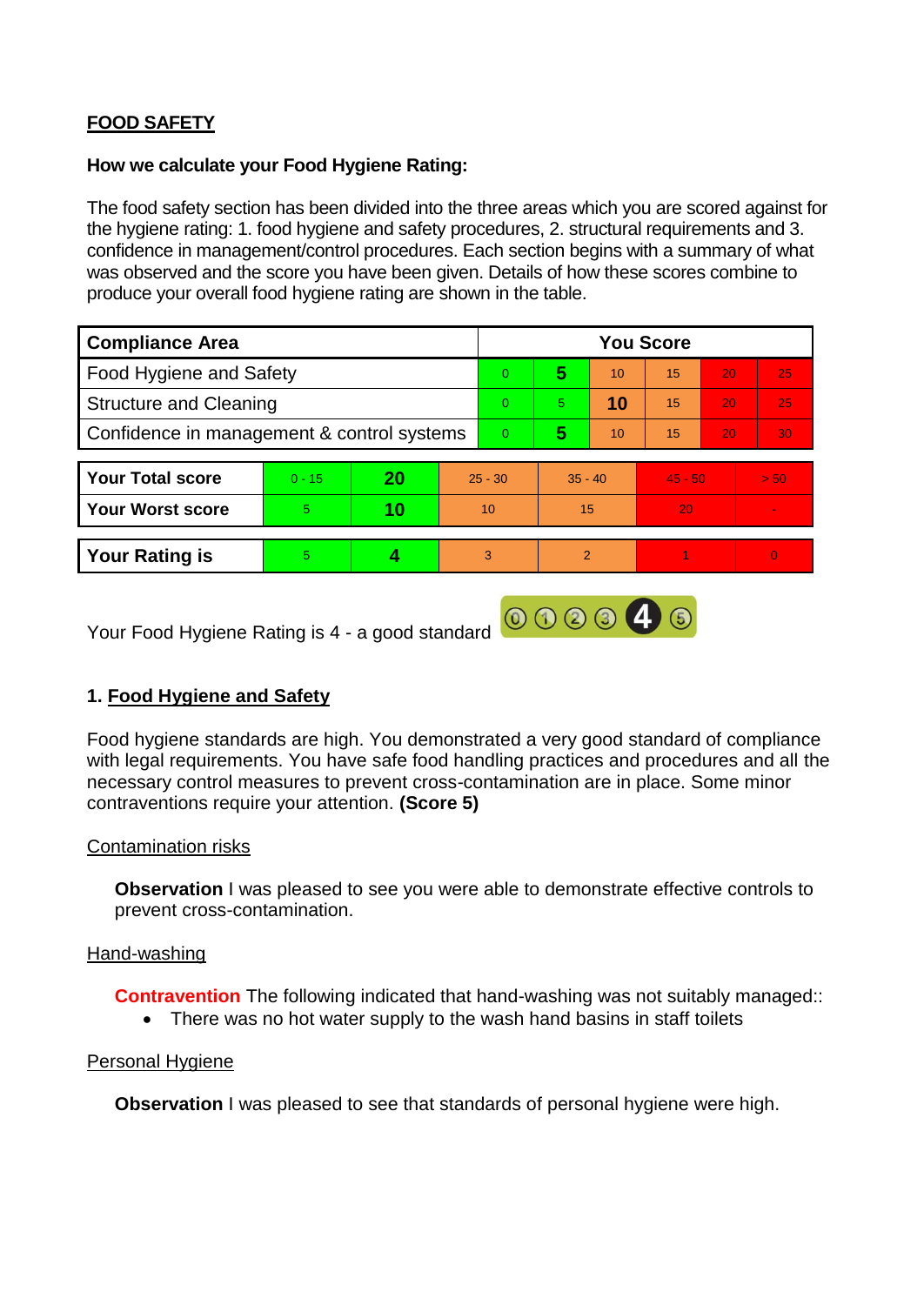## FOOD SAFETY

**How we calculate your Food Hygiene Rating:**

The food safety section has been divided into the three areas which you are scored against for the hygiene rating: 1. food hygiene and safety procedures, 2. structural requirements and 3. confidence in management/control procedures. Each section begins with a summary of what was observed and the score you have been given. Details of how these scores combine to produce your overall food hygiene rating are shown in the table.

| Compliance Area | You Score | | | | | |
|---|---|---|---|---|---|---|
| Food Hygiene and Safety | 0 | **5** | 10 | 15 | 20 | 25 |
| Structure and Cleaning | 0 | 5 | **10** | 15 | 20 | 25 |
| Confidence in management & control systems | 0 | **5** | 10 | 15 | 20 | 30 |

| | | | | | | |
|---|---|---|---|---|---|---|
| **Your Total score** | 0 - 15 | **20** | 25 - 30 | 35 - 40 | 45 - 50 | > 50 |
| **Your Worst score** | 5 | **10** | 10 | 15 | 20 | - |

| | | | | | | |
|---|---|---|---|---|---|---|
| **Your Rating is** | 5 | **4** | 3 | 2 | 1 | 0 |

Your Food Hygiene Rating is 4 - a good standard

### 1. Food Hygiene and Safety

Food hygiene standards are high. You demonstrated a very good standard of compliance with legal requirements. You have safe food handling practices and procedures and all the necessary control measures to prevent cross-contamination are in place. Some minor contraventions require your attention. **(Score 5)**

Contamination risks

**Observation** I was pleased to see you were able to demonstrate effective controls to prevent cross-contamination.

Hand-washing

**Contravention** The following indicated that hand-washing was not suitably managed::

- There was no hot water supply to the wash hand basins in staff toilets

Personal Hygiene

**Observation** I was pleased to see that standards of personal hygiene were high.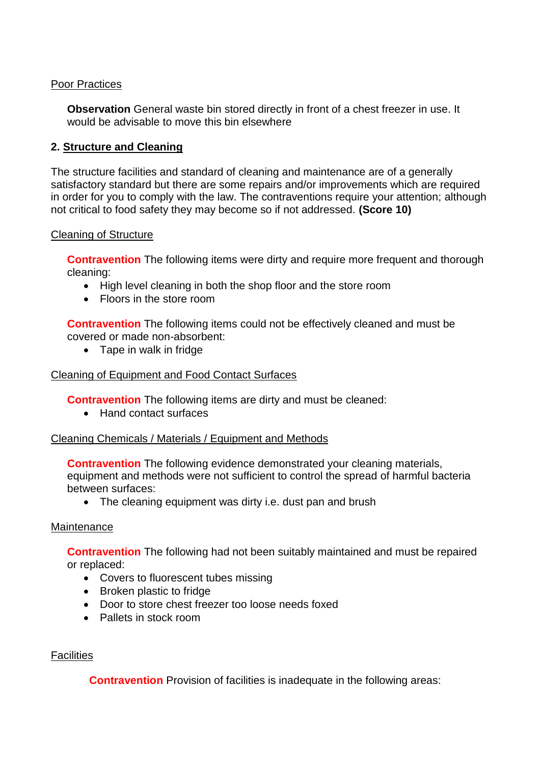Poor Practices

**Observation** General waste bin stored directly in front of a chest freezer in use. It would be advisable to move this bin elsewhere

## 2. Structure and Cleaning

The structure facilities and standard of cleaning and maintenance are of a generally satisfactory standard but there are some repairs and/or improvements which are required in order for you to comply with the law. The contraventions require your attention; although not critical to food safety they may become so if not addressed. **(Score 10)**

Cleaning of Structure

**Contravention** The following items were dirty and require more frequent and thorough cleaning:

- High level cleaning in both the shop floor and the store room
- Floors in the store room

**Contravention** The following items could not be effectively cleaned and must be covered or made non-absorbent:

- Tape in walk in fridge

Cleaning of Equipment and Food Contact Surfaces

**Contravention** The following items are dirty and must be cleaned:

- Hand contact surfaces

Cleaning Chemicals / Materials / Equipment and Methods

**Contravention** The following evidence demonstrated your cleaning materials, equipment and methods were not sufficient to control the spread of harmful bacteria between surfaces:

- The cleaning equipment was dirty i.e. dust pan and brush

Maintenance

**Contravention** The following had not been suitably maintained and must be repaired or replaced:

- Covers to fluorescent tubes missing
- Broken plastic to fridge
- Door to store chest freezer too loose needs foxed
- Pallets in stock room

Facilities

**Contravention** Provision of facilities is inadequate in the following areas: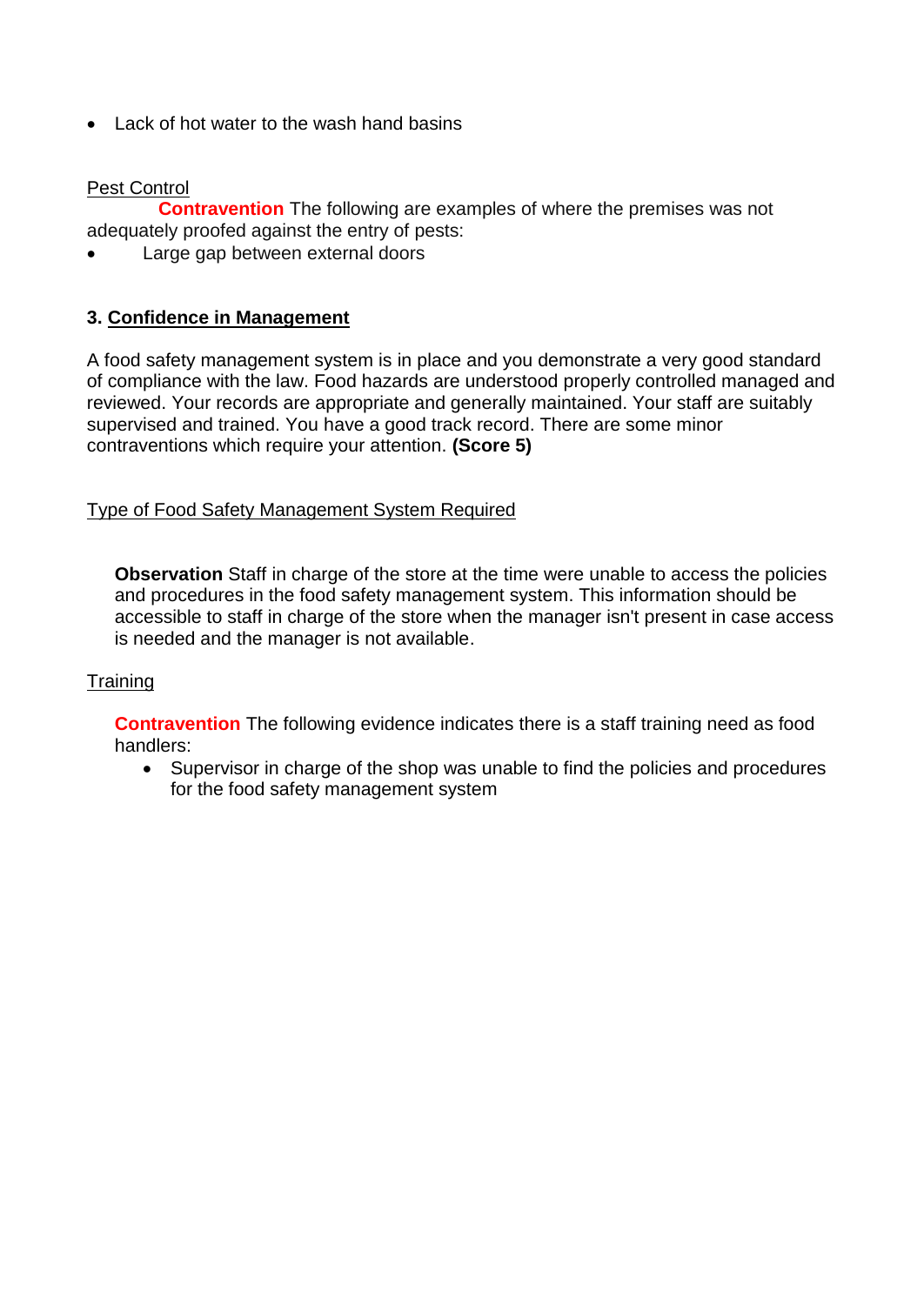- Lack of hot water to the wash hand basins

Pest Control

**Contravention** The following are examples of where the premises was not adequately proofed against the entry of pests:

- Large gap between external doors

### 3. Confidence in Management

A food safety management system is in place and you demonstrate a very good standard of compliance with the law. Food hazards are understood properly controlled managed and reviewed. Your records are appropriate and generally maintained. Your staff are suitably supervised and trained. You have a good track record. There are some minor contraventions which require your attention. **(Score 5)**

Type of Food Safety Management System Required

**Observation** Staff in charge of the store at the time were unable to access the policies and procedures in the food safety management system. This information should be accessible to staff in charge of the store when the manager isn't present in case access is needed and the manager is not available.

Training

**Contravention** The following evidence indicates there is a staff training need as food handlers:

- Supervisor in charge of the shop was unable to find the policies and procedures for the food safety management system